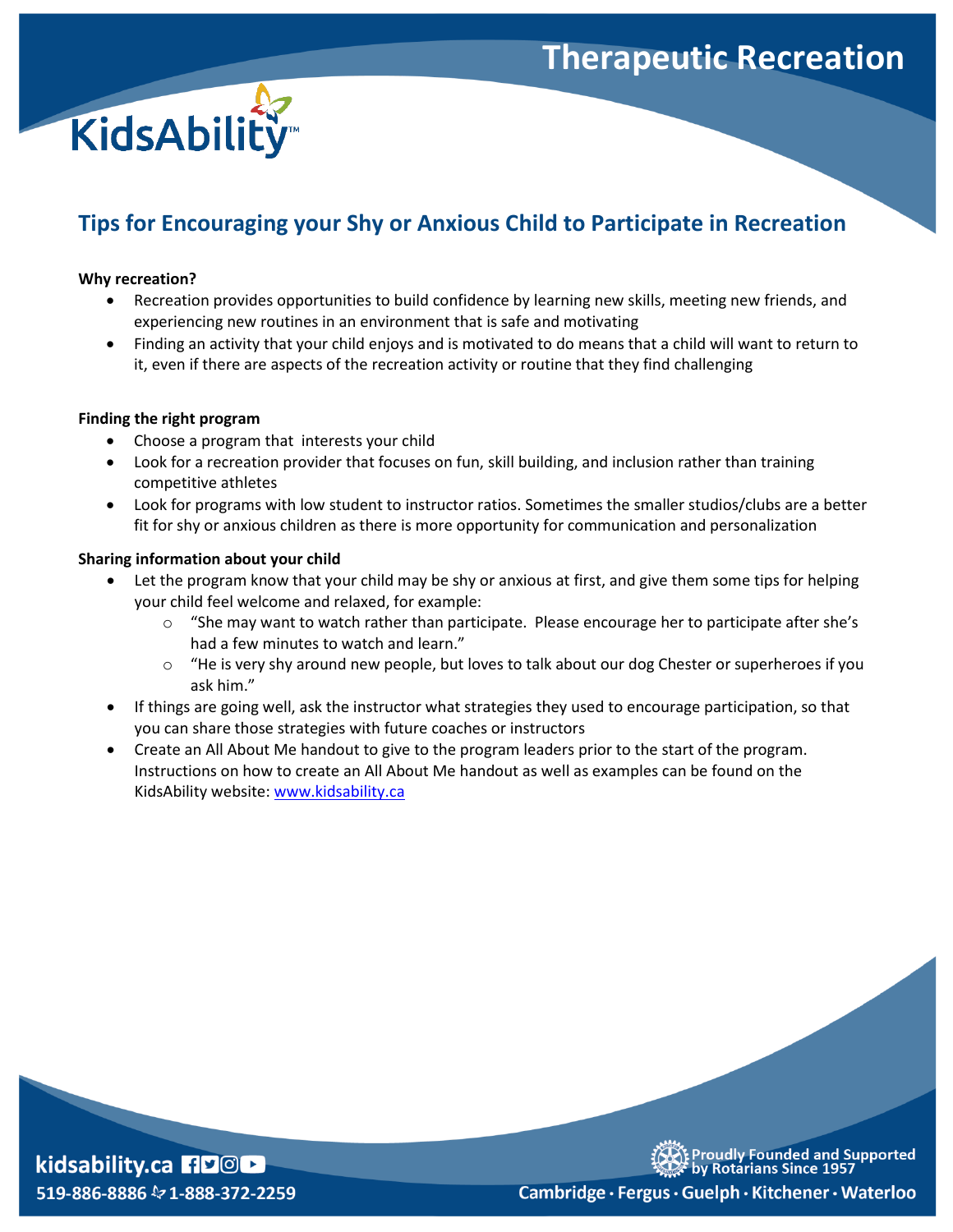# Therapeutic Recreation

KidsAbility

## Tips for Encouraging your Shy or Anxious Child to Participate in Recreation

**Why recreation?**

- Recreation provides opportunities to build confidence by learning new skills, meeting new friends, and experiencing new routines in an environment that is safe and motivating
- Finding an activity that your child enjoys and is motivated to do means that a child will want to return to it, even if there are aspects of the recreation activity or routine that they find challenging

**Finding the right program**

- Choose a program that interests your child
- Look for a recreation provider that focuses on fun, skill building, and inclusion rather than training competitive athletes
- Look for programs with low student to instructor ratios. Sometimes the smaller studios/clubs are a better fit for shy or anxious children as there is more opportunity for communication and personalization

**Sharing information about your child**

- Let the program know that your child may be shy or anxious at first, and give them some tips for helping your child feel welcome and relaxed, for example:
  - "She may want to watch rather than participate. Please encourage her to participate after she's had a few minutes to watch and learn."
  - "He is very shy around new people, but loves to talk about our dog Chester or superheroes if you ask him."
- If things are going well, ask the instructor what strategies they used to encourage participation, so that you can share those strategies with future coaches or instructors
- Create an All About Me handout to give to the program leaders prior to the start of the program. Instructions on how to create an All About Me handout as well as examples can be found on the KidsAbility website: [www.kidsability.ca](http://www.kidsability.ca)

kidsability.ca
519-886-8886 1-888-372-2259

Proudly Founded and Supported by Rotarians Since 1957
Cambridge · Fergus · Guelph · Kitchener · Waterloo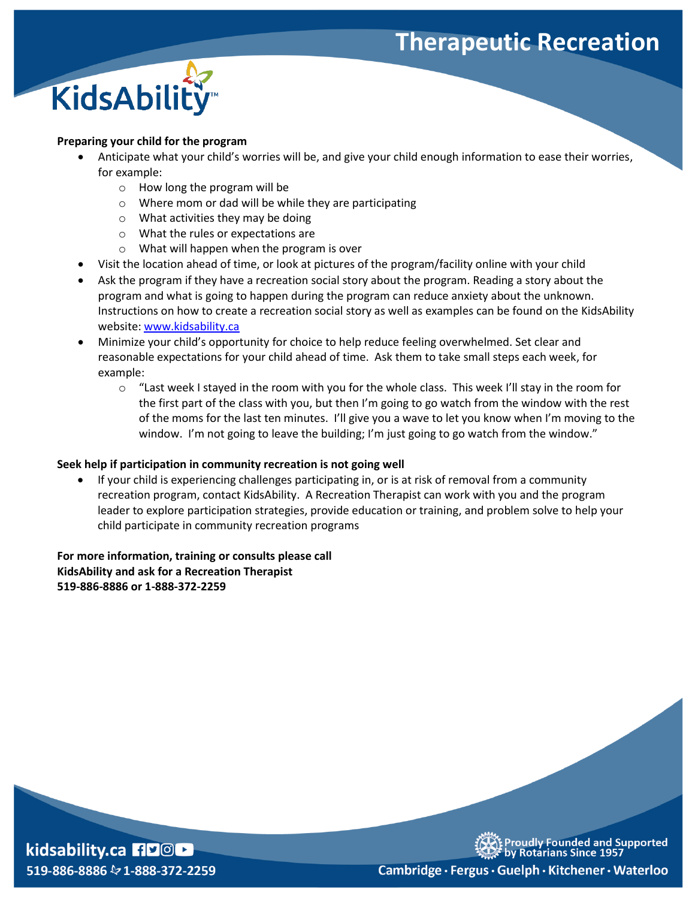**Preparing your child for the program**

- Anticipate what your child's worries will be, and give your child enough information to ease their worries, for example:
  - How long the program will be
  - Where mom or dad will be while they are participating
  - What activities they may be doing
  - What the rules or expectations are
  - What will happen when the program is over
- Visit the location ahead of time, or look at pictures of the program/facility online with your child
- Ask the program if they have a recreation social story about the program. Reading a story about the program and what is going to happen during the program can reduce anxiety about the unknown. Instructions on how to create a recreation social story as well as examples can be found on the KidsAbility website: [www.kidsability.ca](http://www.kidsability.ca)
- Minimize your child's opportunity for choice to help reduce feeling overwhelmed. Set clear and reasonable expectations for your child ahead of time. Ask them to take small steps each week, for example:
  - "Last week I stayed in the room with you for the whole class. This week I'll stay in the room for the first part of the class with you, but then I'm going to go watch from the window with the rest of the moms for the last ten minutes. I'll give you a wave to let you know when I'm moving to the window. I'm not going to leave the building; I'm just going to go watch from the window."

**Seek help if participation in community recreation is not going well**

- If your child is experiencing challenges participating in, or is at risk of removal from a community recreation program, contact KidsAbility. A Recreation Therapist can work with you and the program leader to explore participation strategies, provide education or training, and problem solve to help your child participate in community recreation programs

**For more information, training or consults please call**
**KidsAbility and ask for a Recreation Therapist**
**519-886-8886 or 1-888-372-2259**